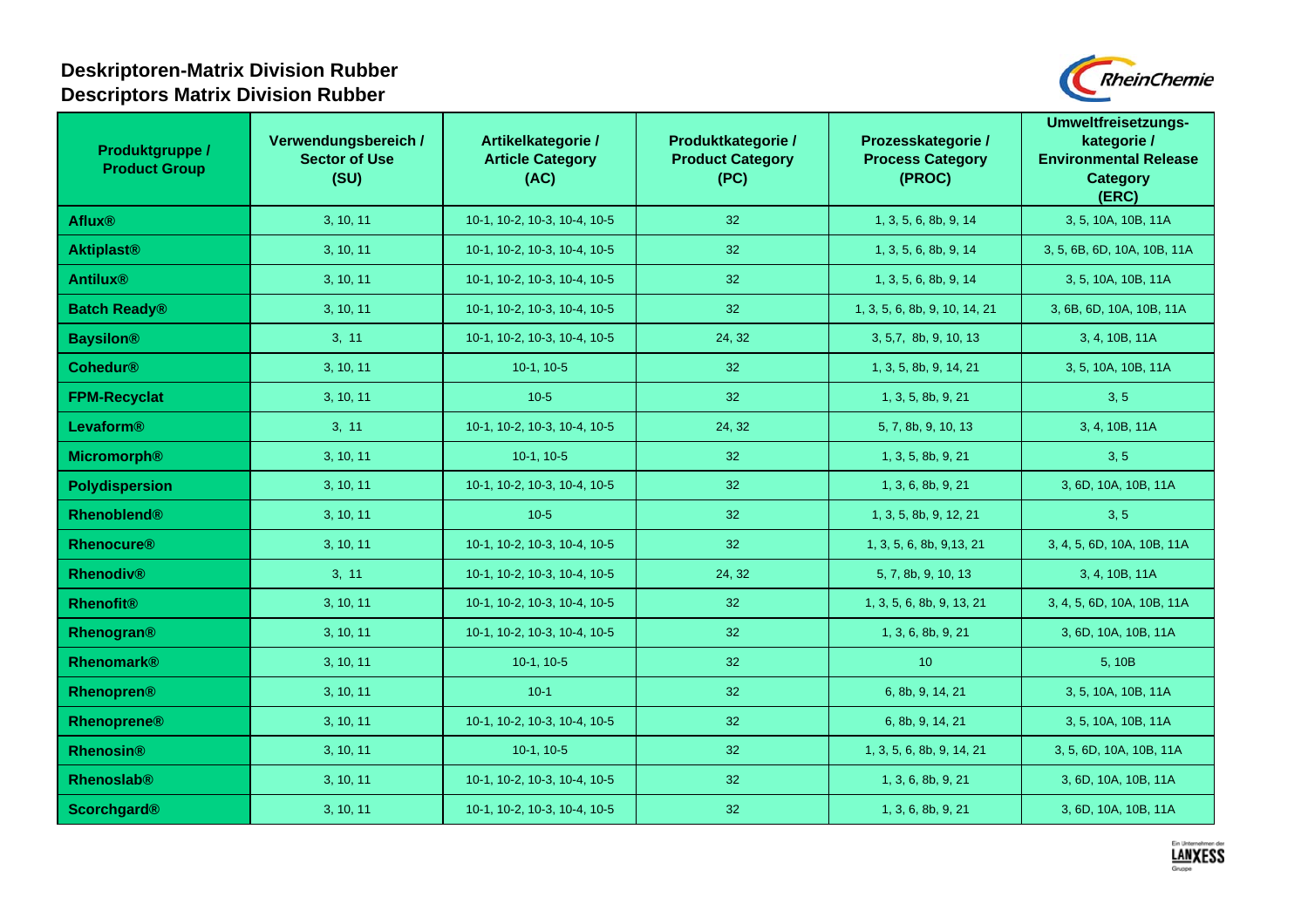# Deskriptoren-Matrix Division Rubber
# Descriptors Matrix Division Rubber

| Produktgruppe / Product Group | Verwendungsbereich / Sector of Use (SU) | Artikelkategorie / Article Category (AC) | Produktkategorie / Product Category (PC) | Prozesskategorie / Process Category (PROC) | Umweltfreisetzungs-kategorie / Environmental Release Category (ERC) |
|---|---|---|---|---|---|
| **Aflux®** | 3, 10, 11 | 10-1, 10-2, 10-3, 10-4, 10-5 | 32 | 1, 3, 5, 6, 8b, 9, 14 | 3, 5, 10A, 10B, 11A |
| **Aktiplast®** | 3, 10, 11 | 10-1, 10-2, 10-3, 10-4, 10-5 | 32 | 1, 3, 5, 6, 8b, 9, 14 | 3, 5, 6B, 6D, 10A, 10B, 11A |
| **Antilux®** | 3, 10, 11 | 10-1, 10-2, 10-3, 10-4, 10-5 | 32 | 1, 3, 5, 6, 8b, 9, 14 | 3, 5, 10A, 10B, 11A |
| **Batch Ready®** | 3, 10, 11 | 10-1, 10-2, 10-3, 10-4, 10-5 | 32 | 1, 3, 5, 6, 8b, 9, 10, 14, 21 | 3, 6B, 6D, 10A, 10B, 11A |
| **Baysilon®** | 3, 11 | 10-1, 10-2, 10-3, 10-4, 10-5 | 24, 32 | 3, 5,7, 8b, 9, 10, 13 | 3, 4, 10B, 11A |
| **Cohedur®** | 3, 10, 11 | 10-1, 10-5 | 32 | 1, 3, 5, 8b, 9, 14, 21 | 3, 5, 10A, 10B, 11A |
| **FPM-Recyclat** | 3, 10, 11 | 10-5 | 32 | 1, 3, 5, 8b, 9, 21 | 3, 5 |
| **Levaform®** | 3, 11 | 10-1, 10-2, 10-3, 10-4, 10-5 | 24, 32 | 5, 7, 8b, 9, 10, 13 | 3, 4, 10B, 11A |
| **Micromorph®** | 3, 10, 11 | 10-1, 10-5 | 32 | 1, 3, 5, 8b, 9, 21 | 3, 5 |
| **Polydispersion** | 3, 10, 11 | 10-1, 10-2, 10-3, 10-4, 10-5 | 32 | 1, 3, 6, 8b, 9, 21 | 3, 6D, 10A, 10B, 11A |
| **Rhenoblend®** | 3, 10, 11 | 10-5 | 32 | 1, 3, 5, 8b, 9, 12, 21 | 3, 5 |
| **Rhenocure®** | 3, 10, 11 | 10-1, 10-2, 10-3, 10-4, 10-5 | 32 | 1, 3, 5, 6, 8b, 9,13, 21 | 3, 4, 5, 6D, 10A, 10B, 11A |
| **Rhenodiv®** | 3, 11 | 10-1, 10-2, 10-3, 10-4, 10-5 | 24, 32 | 5, 7, 8b, 9, 10, 13 | 3, 4, 10B, 11A |
| **Rhenofit®** | 3, 10, 11 | 10-1, 10-2, 10-3, 10-4, 10-5 | 32 | 1, 3, 5, 6, 8b, 9, 13, 21 | 3, 4, 5, 6D, 10A, 10B, 11A |
| **Rhenogran®** | 3, 10, 11 | 10-1, 10-2, 10-3, 10-4, 10-5 | 32 | 1, 3, 6, 8b, 9, 21 | 3, 6D, 10A, 10B, 11A |
| **Rhenomark®** | 3, 10, 11 | 10-1, 10-5 | 32 | 10 | 5, 10B |
| **Rhenopren®** | 3, 10, 11 | 10-1 | 32 | 6, 8b, 9, 14, 21 | 3, 5, 10A, 10B, 11A |
| **Rhenoprene®** | 3, 10, 11 | 10-1, 10-2, 10-3, 10-4, 10-5 | 32 | 6, 8b, 9, 14, 21 | 3, 5, 10A, 10B, 11A |
| **Rhenosin®** | 3, 10, 11 | 10-1, 10-5 | 32 | 1, 3, 5, 6, 8b, 9, 14, 21 | 3, 5, 6D, 10A, 10B, 11A |
| **Rhenoslab®** | 3, 10, 11 | 10-1, 10-2, 10-3, 10-4, 10-5 | 32 | 1, 3, 6, 8b, 9, 21 | 3, 6D, 10A, 10B, 11A |
| **Scorchgard®** | 3, 10, 11 | 10-1, 10-2, 10-3, 10-4, 10-5 | 32 | 1, 3, 6, 8b, 9, 21 | 3, 6D, 10A, 10B, 11A |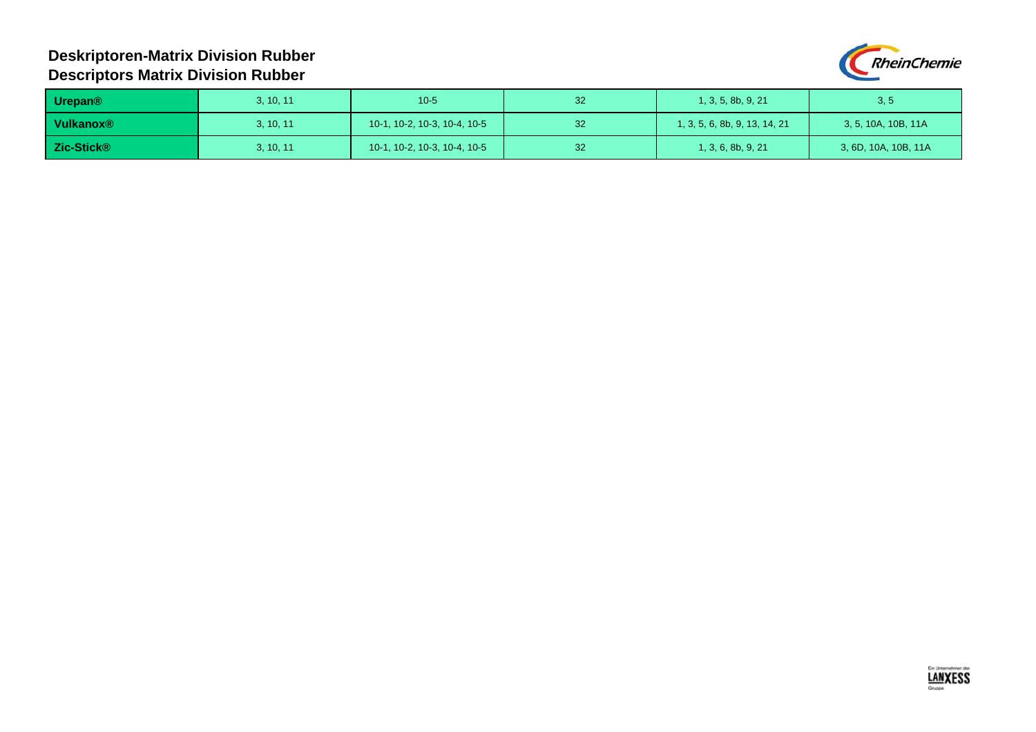**Deskriptoren-Matrix Division Rubber**
**Descriptors Matrix Division Rubber**

| | | | | | |
|---|---|---|---|---|---|
| **Urepan®** | 3, 10, 11 | 10-5 | 32 | 1, 3, 5, 8b, 9, 21 | 3, 5 |
| **Vulkanox®** | 3, 10, 11 | 10-1, 10-2, 10-3, 10-4, 10-5 | 32 | 1, 3, 5, 6, 8b, 9, 13, 14, 21 | 3, 5, 10A, 10B, 11A |
| **Zic-Stick®** | 3, 10, 11 | 10-1, 10-2, 10-3, 10-4, 10-5 | 32 | 1, 3, 6, 8b, 9, 21 | 3, 6D, 10A, 10B, 11A |